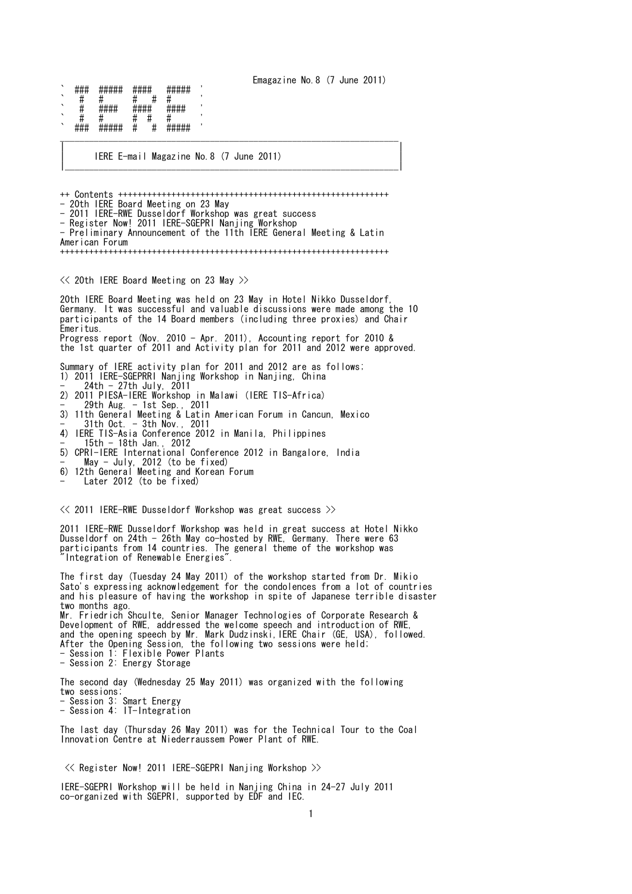Emagazine No.8 (7 June 2011)

```
` ###  #####  ####   #####  '
`  #   #      #   #  #      '
`  #   ####   ####   ####   '
`  #   #      #  #   #      '
` ###  #####  #   #  #####  '
```

# IERE E-mail Magazine No.8 (7 June 2011)

++ Contents +++++++++++++++++++++++++++++++++++++++++++++++++++++++++

- 20th IERE Board Meeting on 23 May
- 2011 IERE-RWE Dusseldorf Workshop was great success
- Register Now! 2011 IERE-SGEPRI Nanjing Workshop
- Preliminary Announcement of the 11th IERE General Meeting & Latin American Forum

++++++++++++++++++++++++++++++++++++++++++++++++++++++++++++++++++++

## << 20th IERE Board Meeting on 23 May >>

20th IERE Board Meeting was held on 23 May in Hotel Nikko Dusseldorf, Germany. It was successful and valuable discussions were made among the 10 participants of the 14 Board members (including three proxies) and Chair Emeritus.
Progress report (Nov. 2010 - Apr. 2011), Accounting report for 2010 & the 1st quarter of 2011 and Activity plan for 2011 and 2012 were approved.

Summary of IERE activity plan for 2011 and 2012 are as follows;

1) 2011 IERE-SGEPRRI Nanjing Workshop in Nanjing, China
   - 24th - 27th July, 2011
2) 2011 PIESA-IERE Workshop in Malawi (IERE TIS-Africa)
   - 29th Aug. - 1st Sep., 2011
3) 11th General Meeting & Latin American Forum in Cancun, Mexico
   - 31th Oct. - 3th Nov., 2011
4) IERE TIS-Asia Conference 2012 in Manila, Philippines
   - 15th - 18th Jan., 2012
5) CPRI-IERE International Conference 2012 in Bangalore, India
   - May - July, 2012 (to be fixed)
6) 12th General Meeting and Korean Forum
   - Later 2012 (to be fixed)

## << 2011 IERE-RWE Dusseldorf Workshop was great success >>

2011 IERE-RWE Dusseldorf Workshop was held in great success at Hotel Nikko Dusseldorf on 24th - 26th May co-hosted by RWE, Germany. There were 63 participants from 14 countries. The general theme of the workshop was "Integration of Renewable Energies".

The first day (Tuesday 24 May 2011) of the workshop started from Dr. Mikio Sato's expressing acknowledgement for the condolences from a lot of countries and his pleasure of having the workshop in spite of Japanese terrible disaster two months ago.
Mr. Friedrich Shculte, Senior Manager Technologies of Corporate Research & Development of RWE, addressed the welcome speech and introduction of RWE, and the opening speech by Mr. Mark Dudzinski,IERE Chair (GE, USA), followed.
After the Opening Session, the following two sessions were held;

- Session 1: Flexible Power Plants
- Session 2: Energy Storage

The second day (Wednesday 25 May 2011) was organized with the following two sessions;

- Session 3: Smart Energy
- Session 4: IT-Integration

The last day (Thursday 26 May 2011) was for the Technical Tour to the Coal Innovation Centre at Niederraussem Power Plant of RWE.

## << Register Now! 2011 IERE-SGEPRI Nanjing Workshop >>

IERE-SGEPRI Workshop will be held in Nanjing China in 24-27 July 2011 co-organized with SGEPRI, supported by EDF and IEC.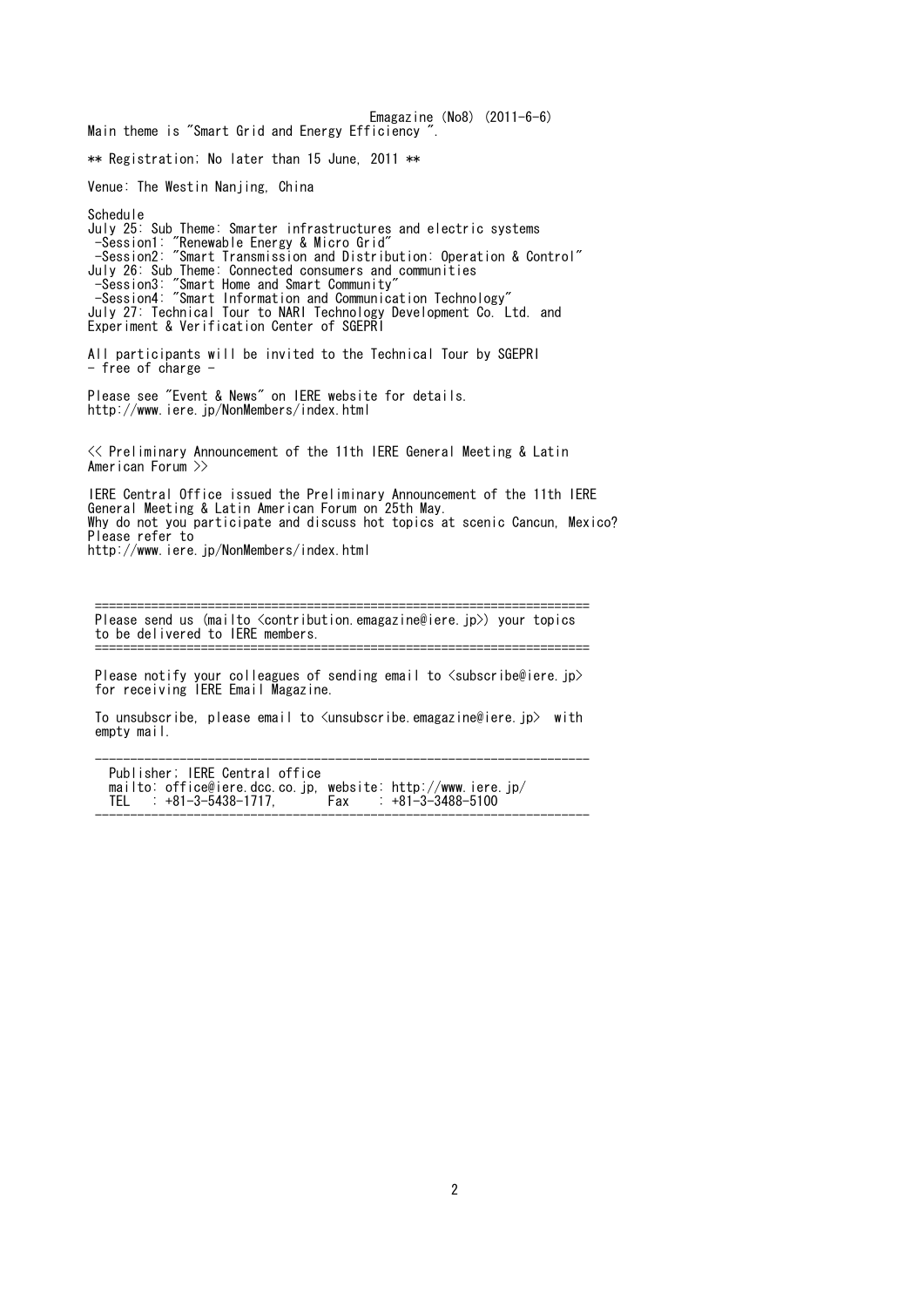Emagazine (No8) (2011-6-6)

Main theme is "Smart Grid and Energy Efficiency ".

** Registration; No later than 15 June, 2011 **

Venue: The Westin Nanjing, China

Schedule
July 25: Sub Theme: Smarter infrastructures and electric systems
 -Session1: "Renewable Energy & Micro Grid"
 -Session2: "Smart Transmission and Distribution: Operation & Control"
July 26: Sub Theme: Connected consumers and communities
 -Session3: "Smart Home and Smart Community"
 -Session4: "Smart Information and Communication Technology"
July 27: Technical Tour to NARI Technology Development Co. Ltd. and Experiment & Verification Center of SGEPRI

All participants will be invited to the Technical Tour by SGEPRI
- free of charge -

Please see "Event & News" on IERE website for details.
http://www.iere.jp/NonMembers/index.html

<< Preliminary Announcement of the 11th IERE General Meeting & Latin American Forum >>

IERE Central Office issued the Preliminary Announcement of the 11th IERE General Meeting & Latin American Forum on 25th May.
Why do not you participate and discuss hot topics at scenic Cancun, Mexico?
Please refer to
http://www.iere.jp/NonMembers/index.html

======================================================================
Please send us (mailto <contribution.emagazine@iere.jp>) your topics to be delivered to IERE members.
======================================================================

Please notify your colleagues of sending email to <subscribe@iere.jp> for receiving IERE Email Magazine.

To unsubscribe, please email to <unsubscribe.emagazine@iere.jp> with empty mail.

----------------------------------------------------------------------
Publisher; IERE Central office
mailto: office@iere.dcc.co.jp, website: http://www.iere.jp/
TEL : +81-3-5438-1717, Fax : +81-3-3488-5100
----------------------------------------------------------------------